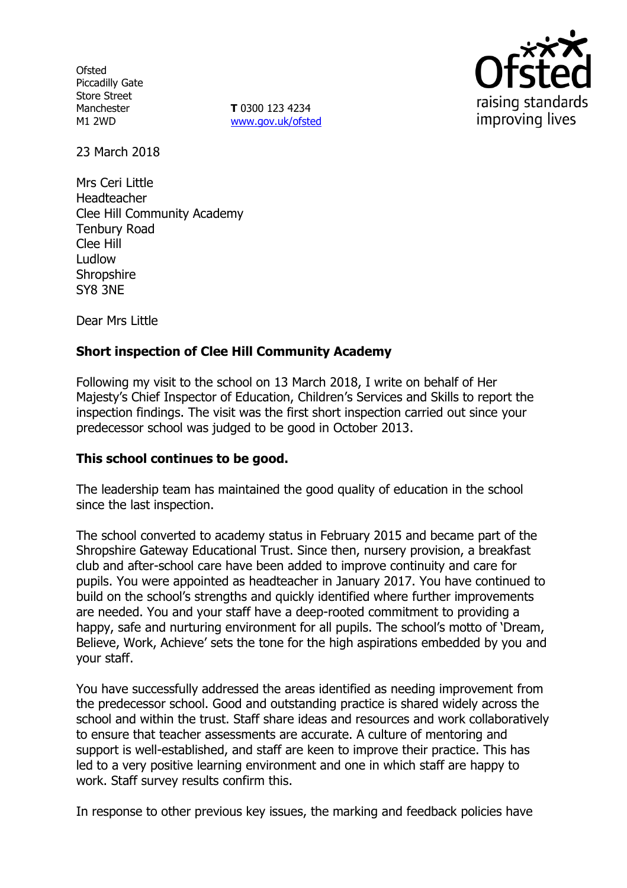Ofsted
Piccadilly Gate
Store Street
Manchester
M1 2WD

**T** 0300 123 4234
www.gov.uk/ofsted

23 March 2018

Mrs Ceri Little
Headteacher
Clee Hill Community Academy
Tenbury Road
Clee Hill
Ludlow
Shropshire
SY8 3NE

Dear Mrs Little

**Short inspection of Clee Hill Community Academy**

Following my visit to the school on 13 March 2018, I write on behalf of Her Majesty's Chief Inspector of Education, Children's Services and Skills to report the inspection findings. The visit was the first short inspection carried out since your predecessor school was judged to be good in October 2013.

**This school continues to be good.**

The leadership team has maintained the good quality of education in the school since the last inspection.

The school converted to academy status in February 2015 and became part of the Shropshire Gateway Educational Trust. Since then, nursery provision, a breakfast club and after-school care have been added to improve continuity and care for pupils. You were appointed as headteacher in January 2017. You have continued to build on the school's strengths and quickly identified where further improvements are needed. You and your staff have a deep-rooted commitment to providing a happy, safe and nurturing environment for all pupils. The school's motto of 'Dream, Believe, Work, Achieve' sets the tone for the high aspirations embedded by you and your staff.

You have successfully addressed the areas identified as needing improvement from the predecessor school. Good and outstanding practice is shared widely across the school and within the trust. Staff share ideas and resources and work collaboratively to ensure that teacher assessments are accurate. A culture of mentoring and support is well-established, and staff are keen to improve their practice. This has led to a very positive learning environment and one in which staff are happy to work. Staff survey results confirm this.

In response to other previous key issues, the marking and feedback policies have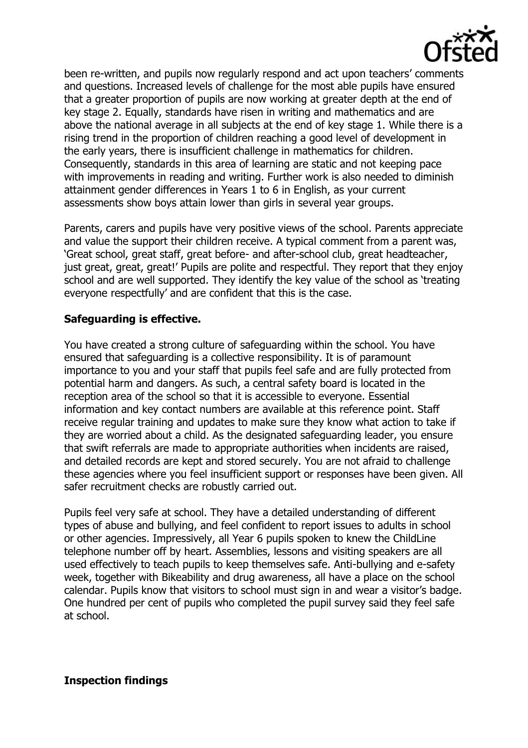been re-written, and pupils now regularly respond and act upon teachers' comments and questions. Increased levels of challenge for the most able pupils have ensured that a greater proportion of pupils are now working at greater depth at the end of key stage 2. Equally, standards have risen in writing and mathematics and are above the national average in all subjects at the end of key stage 1. While there is a rising trend in the proportion of children reaching a good level of development in the early years, there is insufficient challenge in mathematics for children. Consequently, standards in this area of learning are static and not keeping pace with improvements in reading and writing. Further work is also needed to diminish attainment gender differences in Years 1 to 6 in English, as your current assessments show boys attain lower than girls in several year groups.

Parents, carers and pupils have very positive views of the school. Parents appreciate and value the support their children receive. A typical comment from a parent was, 'Great school, great staff, great before- and after-school club, great headteacher, just great, great, great!' Pupils are polite and respectful. They report that they enjoy school and are well supported. They identify the key value of the school as 'treating everyone respectfully' and are confident that this is the case.

**Safeguarding is effective.**

You have created a strong culture of safeguarding within the school. You have ensured that safeguarding is a collective responsibility. It is of paramount importance to you and your staff that pupils feel safe and are fully protected from potential harm and dangers. As such, a central safety board is located in the reception area of the school so that it is accessible to everyone. Essential information and key contact numbers are available at this reference point. Staff receive regular training and updates to make sure they know what action to take if they are worried about a child. As the designated safeguarding leader, you ensure that swift referrals are made to appropriate authorities when incidents are raised, and detailed records are kept and stored securely. You are not afraid to challenge these agencies where you feel insufficient support or responses have been given. All safer recruitment checks are robustly carried out.

Pupils feel very safe at school. They have a detailed understanding of different types of abuse and bullying, and feel confident to report issues to adults in school or other agencies. Impressively, all Year 6 pupils spoken to knew the ChildLine telephone number off by heart. Assemblies, lessons and visiting speakers are all used effectively to teach pupils to keep themselves safe. Anti-bullying and e-safety week, together with Bikeability and drug awareness, all have a place on the school calendar. Pupils know that visitors to school must sign in and wear a visitor's badge. One hundred per cent of pupils who completed the pupil survey said they feel safe at school.

**Inspection findings**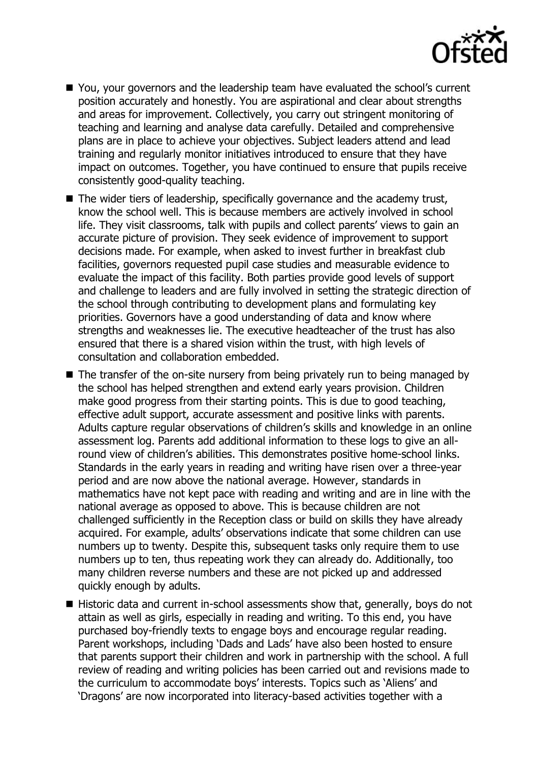- You, your governors and the leadership team have evaluated the school's current position accurately and honestly. You are aspirational and clear about strengths and areas for improvement. Collectively, you carry out stringent monitoring of teaching and learning and analyse data carefully. Detailed and comprehensive plans are in place to achieve your objectives. Subject leaders attend and lead training and regularly monitor initiatives introduced to ensure that they have impact on outcomes. Together, you have continued to ensure that pupils receive consistently good-quality teaching.
- The wider tiers of leadership, specifically governance and the academy trust, know the school well. This is because members are actively involved in school life. They visit classrooms, talk with pupils and collect parents' views to gain an accurate picture of provision. They seek evidence of improvement to support decisions made. For example, when asked to invest further in breakfast club facilities, governors requested pupil case studies and measurable evidence to evaluate the impact of this facility. Both parties provide good levels of support and challenge to leaders and are fully involved in setting the strategic direction of the school through contributing to development plans and formulating key priorities. Governors have a good understanding of data and know where strengths and weaknesses lie. The executive headteacher of the trust has also ensured that there is a shared vision within the trust, with high levels of consultation and collaboration embedded.
- The transfer of the on-site nursery from being privately run to being managed by the school has helped strengthen and extend early years provision. Children make good progress from their starting points. This is due to good teaching, effective adult support, accurate assessment and positive links with parents. Adults capture regular observations of children's skills and knowledge in an online assessment log. Parents add additional information to these logs to give an all-round view of children's abilities. This demonstrates positive home-school links. Standards in the early years in reading and writing have risen over a three-year period and are now above the national average. However, standards in mathematics have not kept pace with reading and writing and are in line with the national average as opposed to above. This is because children are not challenged sufficiently in the Reception class or build on skills they have already acquired. For example, adults' observations indicate that some children can use numbers up to twenty. Despite this, subsequent tasks only require them to use numbers up to ten, thus repeating work they can already do. Additionally, too many children reverse numbers and these are not picked up and addressed quickly enough by adults.
- Historic data and current in-school assessments show that, generally, boys do not attain as well as girls, especially in reading and writing. To this end, you have purchased boy-friendly texts to engage boys and encourage regular reading. Parent workshops, including 'Dads and Lads' have also been hosted to ensure that parents support their children and work in partnership with the school. A full review of reading and writing policies has been carried out and revisions made to the curriculum to accommodate boys' interests. Topics such as 'Aliens' and 'Dragons' are now incorporated into literacy-based activities together with a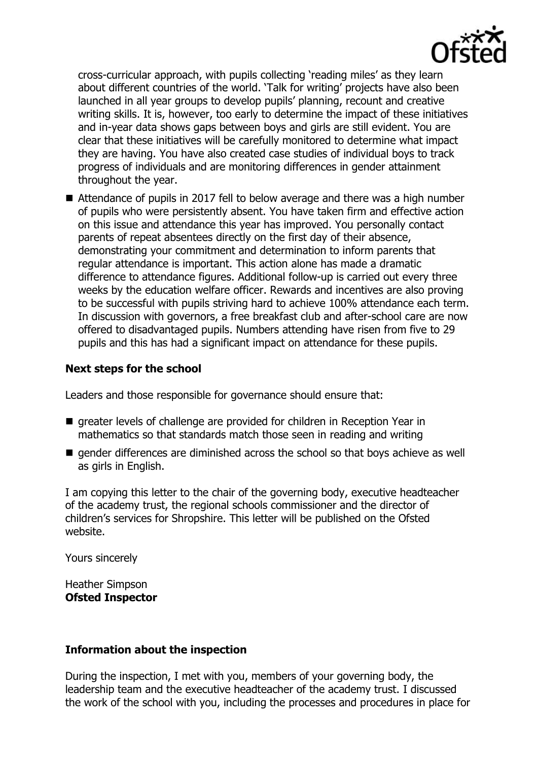cross-curricular approach, with pupils collecting 'reading miles' as they learn about different countries of the world. 'Talk for writing' projects have also been launched in all year groups to develop pupils' planning, recount and creative writing skills. It is, however, too early to determine the impact of these initiatives and in-year data shows gaps between boys and girls are still evident. You are clear that these initiatives will be carefully monitored to determine what impact they are having. You have also created case studies of individual boys to track progress of individuals and are monitoring differences in gender attainment throughout the year.

- Attendance of pupils in 2017 fell to below average and there was a high number of pupils who were persistently absent. You have taken firm and effective action on this issue and attendance this year has improved. You personally contact parents of repeat absentees directly on the first day of their absence, demonstrating your commitment and determination to inform parents that regular attendance is important. This action alone has made a dramatic difference to attendance figures. Additional follow-up is carried out every three weeks by the education welfare officer. Rewards and incentives are also proving to be successful with pupils striving hard to achieve 100% attendance each term. In discussion with governors, a free breakfast club and after-school care are now offered to disadvantaged pupils. Numbers attending have risen from five to 29 pupils and this has had a significant impact on attendance for these pupils.

**Next steps for the school**

Leaders and those responsible for governance should ensure that:

- greater levels of challenge are provided for children in Reception Year in mathematics so that standards match those seen in reading and writing
- gender differences are diminished across the school so that boys achieve as well as girls in English.

I am copying this letter to the chair of the governing body, executive headteacher of the academy trust, the regional schools commissioner and the director of children's services for Shropshire. This letter will be published on the Ofsted website.

Yours sincerely

Heather Simpson
**Ofsted Inspector**

**Information about the inspection**

During the inspection, I met with you, members of your governing body, the leadership team and the executive headteacher of the academy trust. I discussed the work of the school with you, including the processes and procedures in place for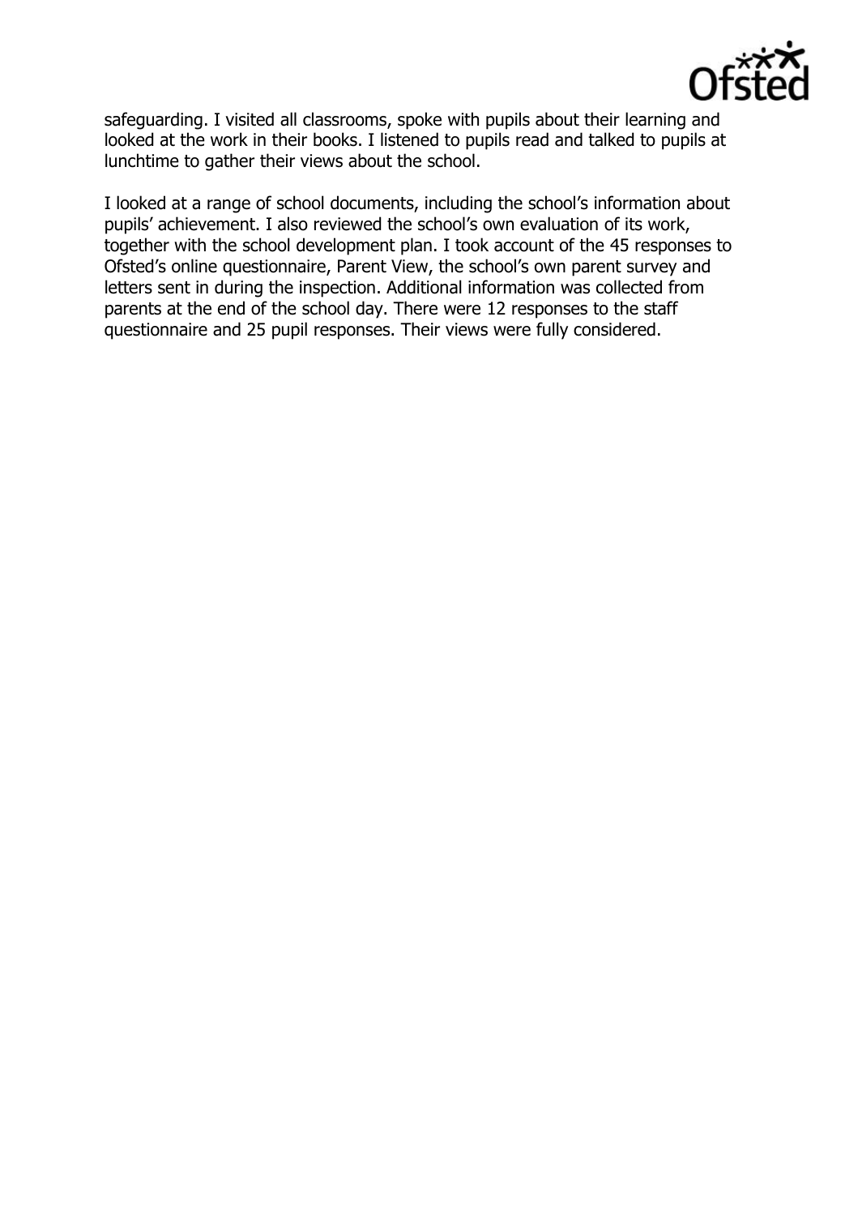safeguarding. I visited all classrooms, spoke with pupils about their learning and looked at the work in their books. I listened to pupils read and talked to pupils at lunchtime to gather their views about the school.

I looked at a range of school documents, including the school's information about pupils' achievement. I also reviewed the school's own evaluation of its work, together with the school development plan. I took account of the 45 responses to Ofsted's online questionnaire, Parent View, the school's own parent survey and letters sent in during the inspection. Additional information was collected from parents at the end of the school day. There were 12 responses to the staff questionnaire and 25 pupil responses. Their views were fully considered.